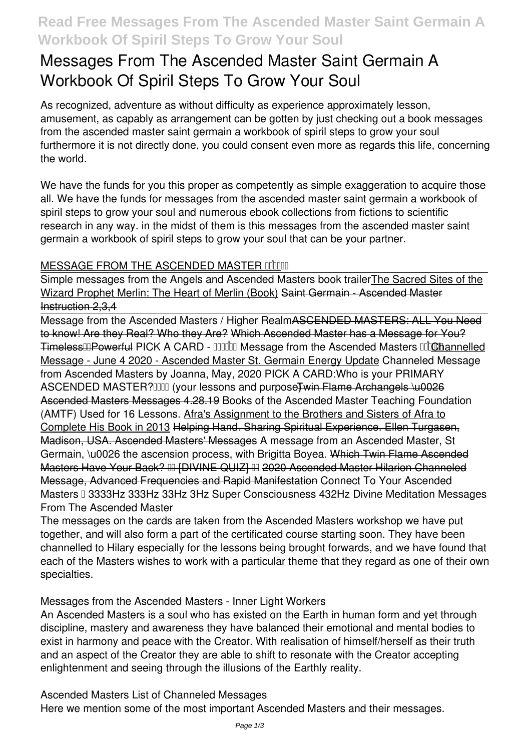# Messages From The Ascended Master Saint Germain A Workbook Of Spiril Steps To Grow Your Soul

As recognized, adventure as without difficulty as experience approximately lesson, amusement, as capably as arrangement can be gotten by just checking out a book messages from the ascended master saint germain a workbook of spiril steps to grow your soul furthermore it is not directly done, you could consent even more as regards this life, concerning the world.

We have the funds for you this proper as competently as simple exaggeration to acquire those all. We have the funds for messages from the ascended master saint germain a workbook of spiril steps to grow your soul and numerous ebook collections from fictions to scientific research in any way. in the midst of them is this messages from the ascended master saint germain a workbook of spiril steps to grow your soul that can be your partner.

MESSAGE FROM THE ASCENDED MASTER

Simple messages from the Angels and Ascended Masters book trailer The Sacred Sites of the Wizard Prophet Merlin: The Heart of Merlin (Book) Saint Germain - Ascended Master Instruction 2,3,4

Message from the Ascended Masters / Higher Realm ASCENDED MASTERS: ALL You Need to know! Are they Real? Who they Are? Which Ascended Master has a Message for You? Timeless Powerful PICK A CARD - Message from the Ascended Masters Channelled Message - June 4 2020 - Ascended Master St. Germain Energy Update Channeled Message from Ascended Masters by Joanna, May, 2020 PICK A CARD:Who is your PRIMARY ASCENDED MASTER? (your lessons and purpose) Twin Flame Archangels \u0026 Ascended Masters Messages 4.28.19 Books of the Ascended Master Teaching Foundation (AMTF) Used for 16 Lessons. Afra's Assignment to the Brothers and Sisters of Afra to Complete His Book in 2013 Helping Hand. Sharing Spiritual Experience. Ellen Turgasen, Madison, USA. Ascended Masters' Messages A message from an Ascended Master, St Germain, \u0026 the ascension process, with Brigitta Boyea. Which Twin Flame Ascended Masters Have Your Back? [DIVINE QUIZ] 2020 Ascended Master Hilarion Channeled Message, Advanced Frequencies and Rapid Manifestation Connect To Your Ascended Masters 3333Hz 333Hz 33Hz 3Hz Super Consciousness 432Hz Divine Meditation Messages From The Ascended Master

The messages on the cards are taken from the Ascended Masters workshop we have put together, and will also form a part of the certificated course starting soon. They have been channelled to Hilary especially for the lessons being brought forwards, and we have found that each of the Masters wishes to work with a particular theme that they regard as one of their own specialties.

Messages from the Ascended Masters - Inner Light Workers

An Ascended Masters is a soul who has existed on the Earth in human form and yet through discipline, mastery and awareness they have balanced their emotional and mental bodies to exist in harmony and peace with the Creator. With realisation of himself/herself as their truth and an aspect of the Creator they are able to shift to resonate with the Creator accepting enlightenment and seeing through the illusions of the Earthly reality.

Ascended Masters List of Channeled Messages

Here we mention some of the most important Ascended Masters and their messages.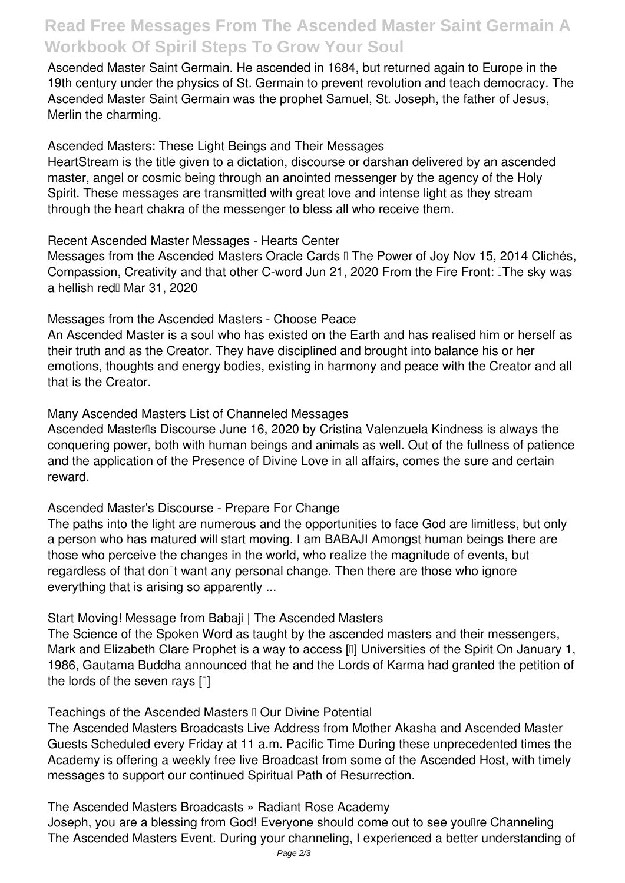Ascended Master Saint Germain. He ascended in 1684, but returned again to Europe in the 19th century under the physics of St. Germain to prevent revolution and teach democracy. The Ascended Master Saint Germain was the prophet Samuel, St. Joseph, the father of Jesus, Merlin the charming.

## Ascended Masters: These Light Beings and Their Messages

HeartStream is the title given to a dictation, discourse or darshan delivered by an ascended master, angel or cosmic being through an anointed messenger by the agency of the Holy Spirit. These messages are transmitted with great love and intense light as they stream through the heart chakra of the messenger to bless all who receive them.

## Recent Ascended Master Messages - Hearts Center

Messages from the Ascended Masters Oracle Cards – The Power of Joy Nov 15, 2014 Clichés, Compassion, Creativity and that other C-word Jun 21, 2020 From the Fire Front: "The sky was a hellish red" Mar 31, 2020

## Messages from the Ascended Masters - Choose Peace

An Ascended Master is a soul who has existed on the Earth and has realised him or herself as their truth and as the Creator. They have disciplined and brought into balance his or her emotions, thoughts and energy bodies, existing in harmony and peace with the Creator and all that is the Creator.

## Many Ascended Masters List of Channeled Messages

Ascended Master's Discourse June 16, 2020 by Cristina Valenzuela Kindness is always the conquering power, both with human beings and animals as well. Out of the fullness of patience and the application of the Presence of Divine Love in all affairs, comes the sure and certain reward.

## Ascended Master's Discourse - Prepare For Change

The paths into the light are numerous and the opportunities to face God are limitless, but only a person who has matured will start moving. I am BABAJI Amongst human beings there are those who perceive the changes in the world, who realize the magnitude of events, but regardless of that don't want any personal change. Then there are those who ignore everything that is arising so apparently ...

## Start Moving! Message from Babaji | The Ascended Masters

The Science of the Spoken Word as taught by the ascended masters and their messengers, Mark and Elizabeth Clare Prophet is a way to access […] Universities of the Spirit On January 1, 1986, Gautama Buddha announced that he and the Lords of Karma had granted the petition of the lords of the seven rays […]

## Teachings of the Ascended Masters – Our Divine Potential

The Ascended Masters Broadcasts Live Address from Mother Akasha and Ascended Master Guests Scheduled every Friday at 11 a.m. Pacific Time During these unprecedented times the Academy is offering a weekly free live Broadcast from some of the Ascended Host, with timely messages to support our continued Spiritual Path of Resurrection.

## The Ascended Masters Broadcasts » Radiant Rose Academy

Joseph, you are a blessing from God! Everyone should come out to see you're Channeling The Ascended Masters Event. During your channeling, I experienced a better understanding of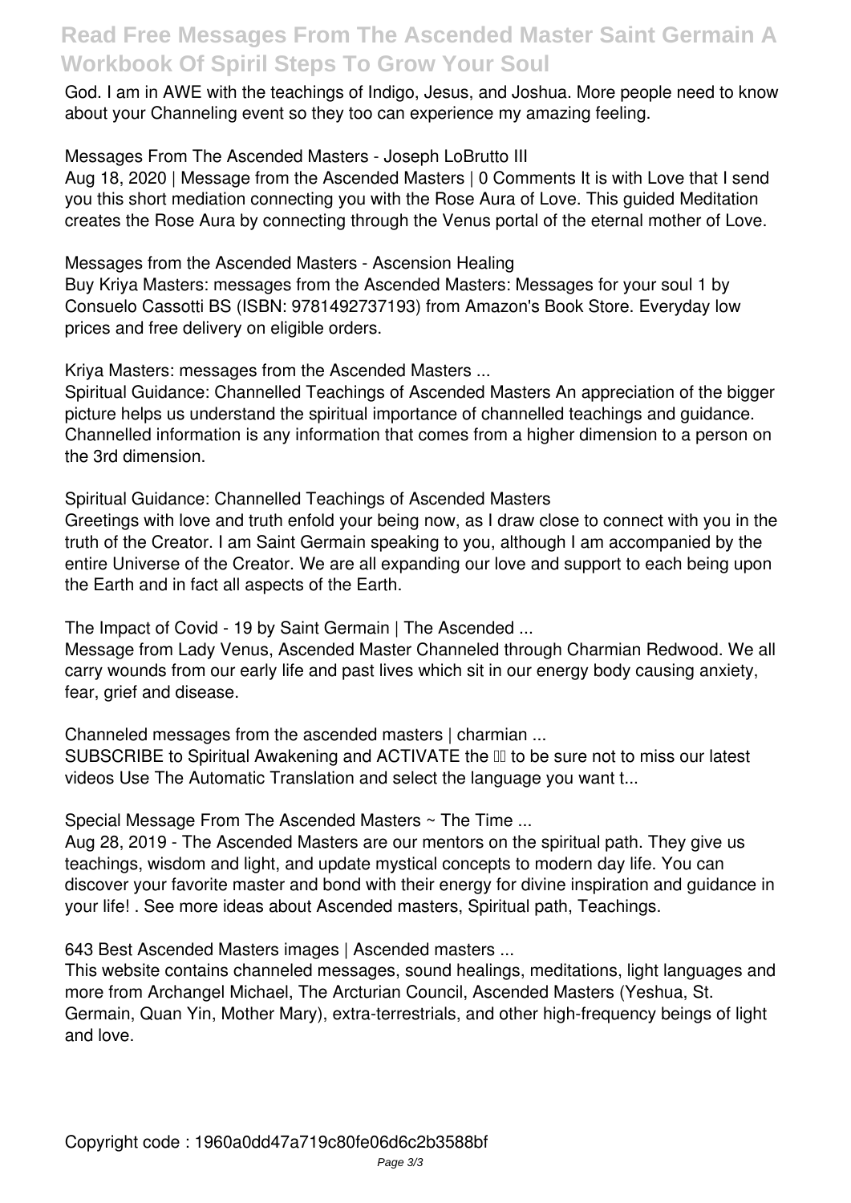God. I am in AWE with the teachings of Indigo, Jesus, and Joshua. More people need to know about your Channeling event so they too can experience my amazing feeling.

**Messages From The Ascended Masters - Joseph LoBrutto III**

Aug 18, 2020 | Message from the Ascended Masters | 0 Comments It is with Love that I send you this short mediation connecting you with the Rose Aura of Love. This guided Meditation creates the Rose Aura by connecting through the Venus portal of the eternal mother of Love.

**Messages from the Ascended Masters - Ascension Healing**

Buy Kriya Masters: messages from the Ascended Masters: Messages for your soul 1 by Consuelo Cassotti BS (ISBN: 9781492737193) from Amazon's Book Store. Everyday low prices and free delivery on eligible orders.

**Kriya Masters: messages from the Ascended Masters ...**

Spiritual Guidance: Channelled Teachings of Ascended Masters An appreciation of the bigger picture helps us understand the spiritual importance of channelled teachings and guidance. Channelled information is any information that comes from a higher dimension to a person on the 3rd dimension.

**Spiritual Guidance: Channelled Teachings of Ascended Masters**

Greetings with love and truth enfold your being now, as I draw close to connect with you in the truth of the Creator. I am Saint Germain speaking to you, although I am accompanied by the entire Universe of the Creator. We are all expanding our love and support to each being upon the Earth and in fact all aspects of the Earth.

**The Impact of Covid - 19 by Saint Germain | The Ascended ...**

Message from Lady Venus, Ascended Master Channeled through Charmian Redwood. We all carry wounds from our early life and past lives which sit in our energy body causing anxiety, fear, grief and disease.

**Channeled messages from the ascended masters | charmian ...**

SUBSCRIBE to Spiritual Awakening and ACTIVATE the  to be sure not to miss our latest videos Use The Automatic Translation and select the language you want t...

**Special Message From The Ascended Masters ~ The Time ...**

Aug 28, 2019 - The Ascended Masters are our mentors on the spiritual path. They give us teachings, wisdom and light, and update mystical concepts to modern day life. You can discover your favorite master and bond with their energy for divine inspiration and guidance in your life! . See more ideas about Ascended masters, Spiritual path, Teachings.

**643 Best Ascended Masters images | Ascended masters ...**

This website contains channeled messages, sound healings, meditations, light languages and more from Archangel Michael, The Arcturian Council, Ascended Masters (Yeshua, St. Germain, Quan Yin, Mother Mary), extra-terrestrials, and other high-frequency beings of light and love.

Copyright code : 1960a0dd47a719c80fe06d6c2b3588bf